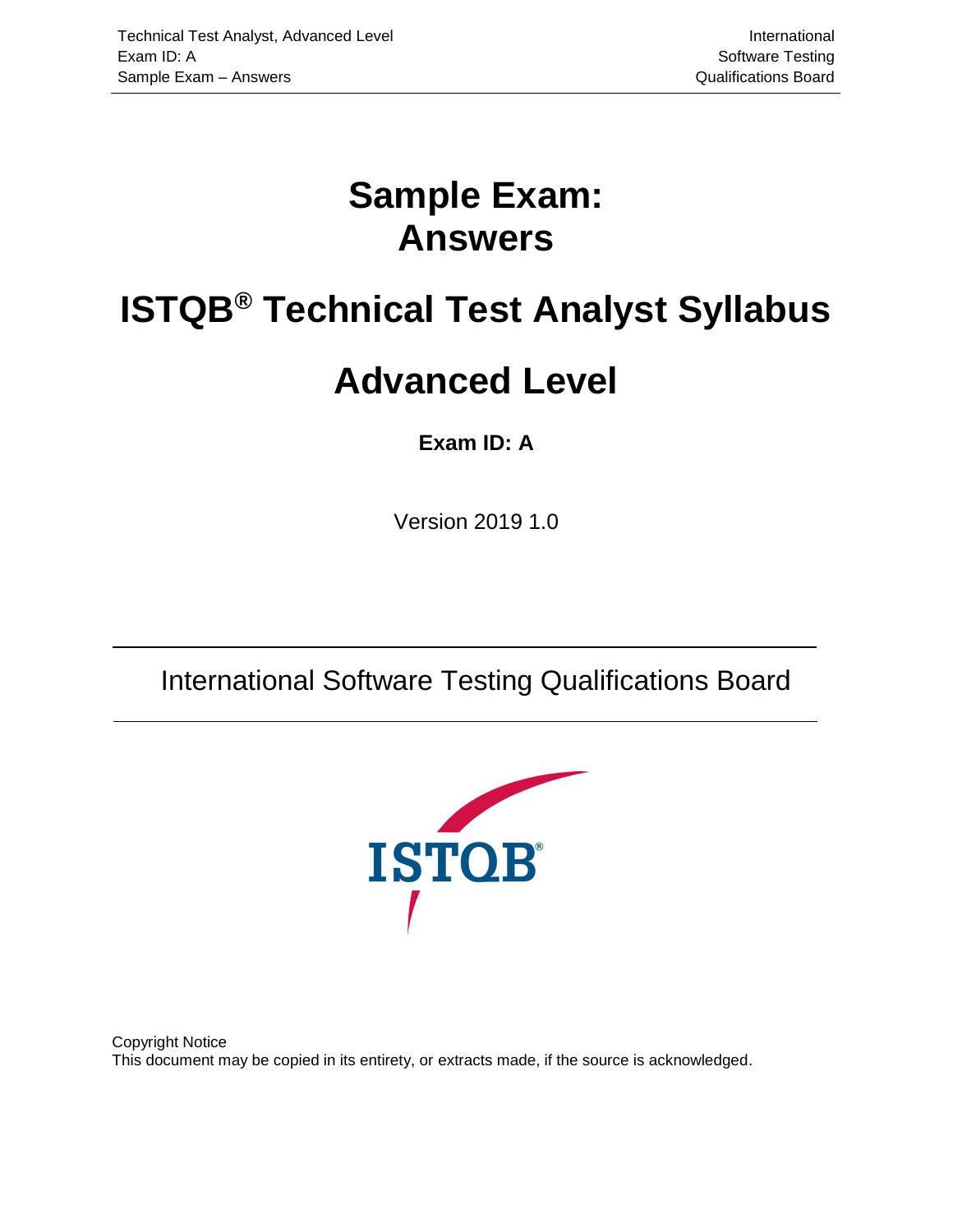# Sample Exam: Answers

# ISTQB® Technical Test Analyst Syllabus

# Advanced Level

**Exam ID: A**

Version 2019 1.0

International Software Testing Qualifications Board

Copyright Notice
This document may be copied in its entirety, or extracts made, if the source is acknowledged.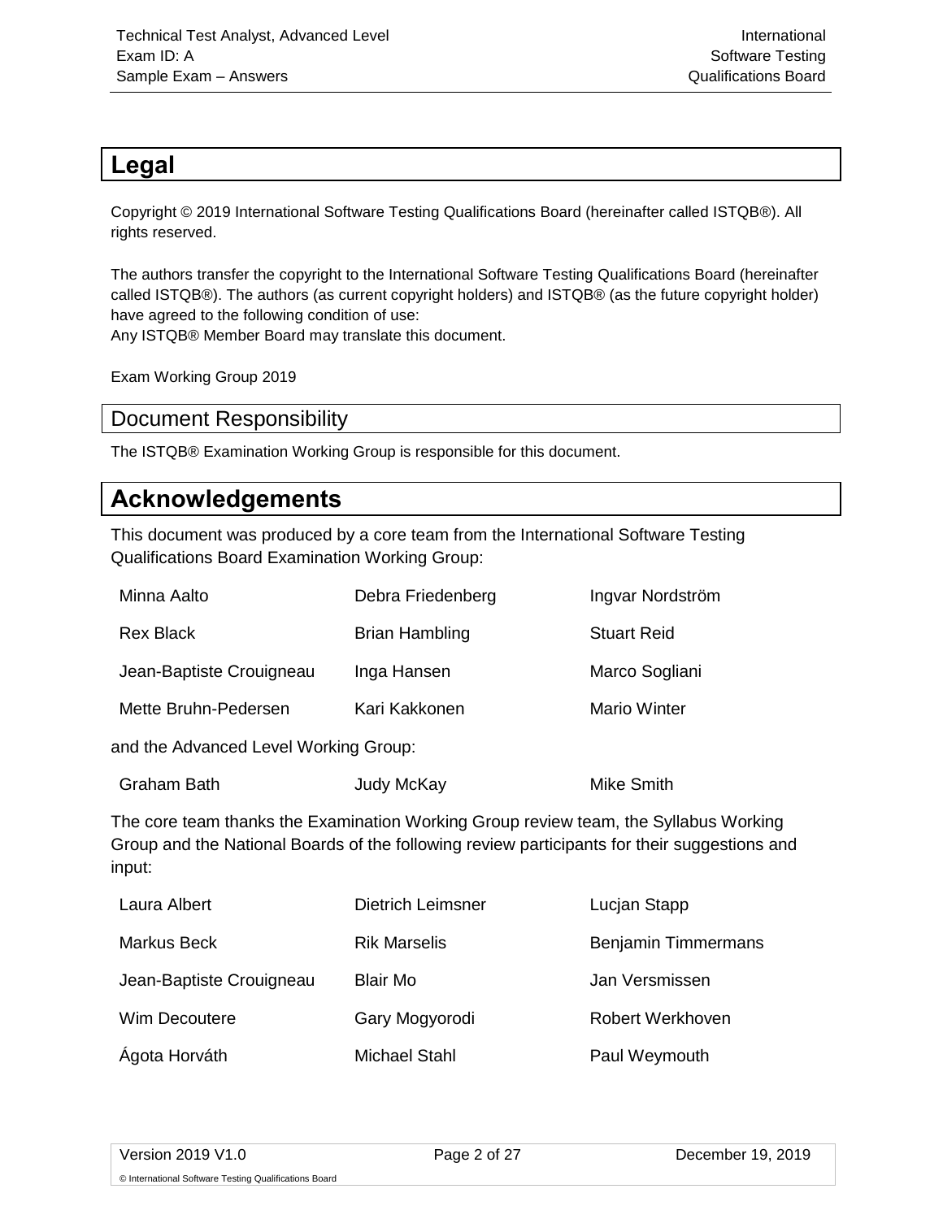# Legal

Copyright © 2019 International Software Testing Qualifications Board (hereinafter called ISTQB®). All rights reserved.

The authors transfer the copyright to the International Software Testing Qualifications Board (hereinafter called ISTQB®). The authors (as current copyright holders) and ISTQB® (as the future copyright holder) have agreed to the following condition of use:
Any ISTQB® Member Board may translate this document.

Exam Working Group 2019

## Document Responsibility

The ISTQB® Examination Working Group is responsible for this document.

# Acknowledgements

This document was produced by a core team from the International Software Testing Qualifications Board Examination Working Group:

| | | |
|---|---|---|
| Minna Aalto | Debra Friedenberg | Ingvar Nordström |
| Rex Black | Brian Hambling | Stuart Reid |
| Jean-Baptiste Crouigneau | Inga Hansen | Marco Sogliani |
| Mette Bruhn-Pedersen | Kari Kakkonen | Mario Winter |

and the Advanced Level Working Group:

| | | |
|---|---|---|
| Graham Bath | Judy McKay | Mike Smith |

The core team thanks the Examination Working Group review team, the Syllabus Working Group and the National Boards of the following review participants for their suggestions and input:

| | | |
|---|---|---|
| Laura Albert | Dietrich Leimsner | Lucjan Stapp |
| Markus Beck | Rik Marselis | Benjamin Timmermans |
| Jean-Baptiste Crouigneau | Blair Mo | Jan Versmissen |
| Wim Decoutere | Gary Mogyorodi | Robert Werkhoven |
| Ágota Horváth | Michael Stahl | Paul Weymouth |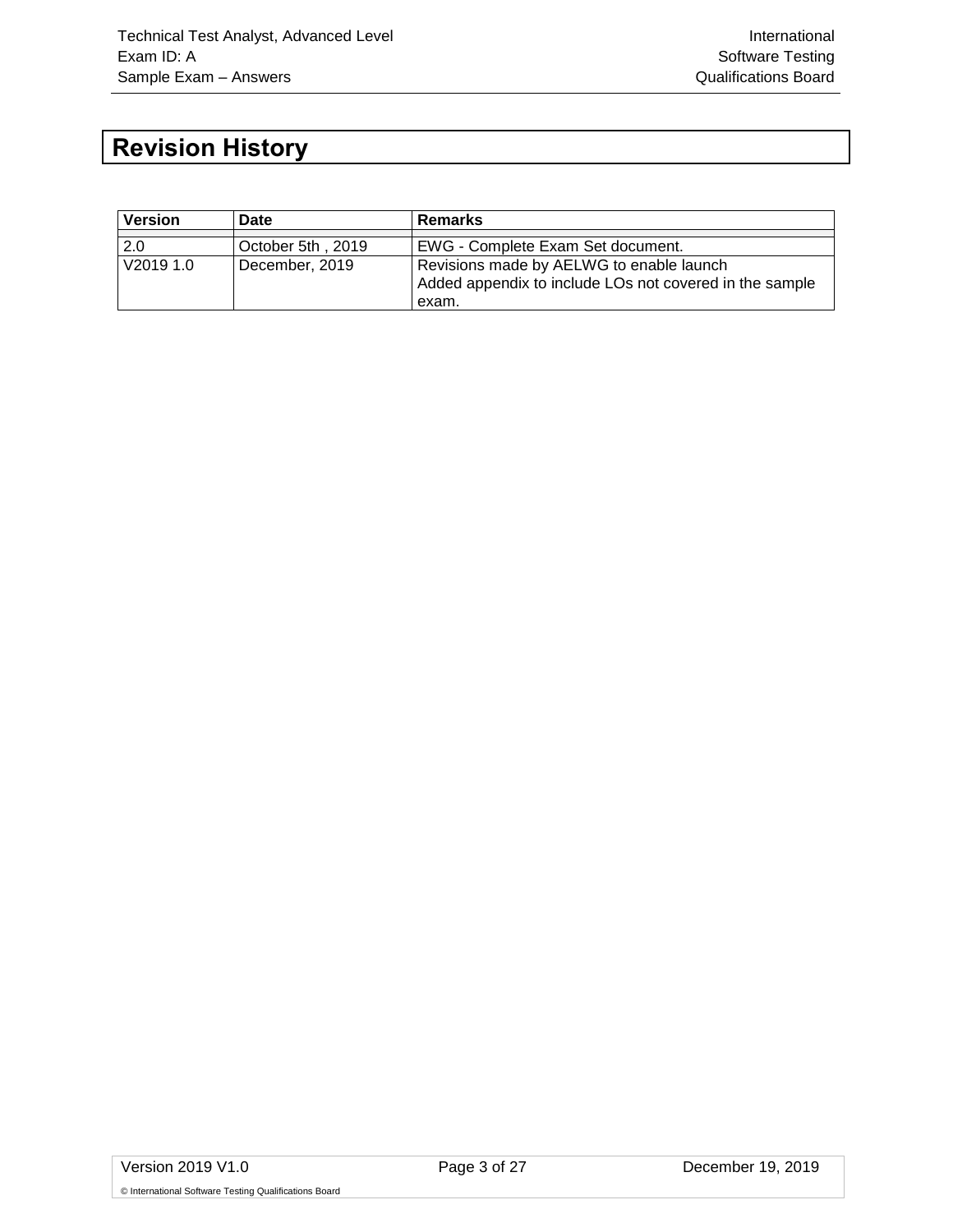# Revision History

| Version | Date | Remarks |
|---|---|---|
| | | |
| 2.0 | October 5th , 2019 | EWG - Complete Exam Set document. |
| V2019 1.0 | December, 2019 | Revisions made by AELWG to enable launch<br>Added appendix to include LOs not covered in the sample exam. |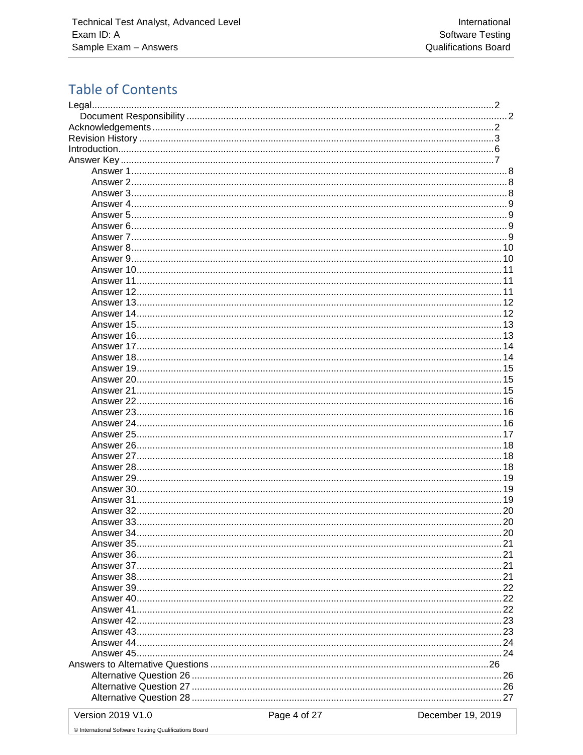# Table of Contents

- Legal ........................................................ 2
  - Document Responsibility ........................................................ 2
- Acknowledgements ........................................................ 2
- Revision History ........................................................ 3
- Introduction ........................................................ 6
- Answer Key ........................................................ 7
  - Answer 1 ........................................................ 8
  - Answer 2 ........................................................ 8
  - Answer 3 ........................................................ 8
  - Answer 4 ........................................................ 9
  - Answer 5 ........................................................ 9
  - Answer 6 ........................................................ 9
  - Answer 7 ........................................................ 9
  - Answer 8 ........................................................ 10
  - Answer 9 ........................................................ 10
  - Answer 10 ........................................................ 11
  - Answer 11 ........................................................ 11
  - Answer 12 ........................................................ 11
  - Answer 13 ........................................................ 12
  - Answer 14 ........................................................ 12
  - Answer 15 ........................................................ 13
  - Answer 16 ........................................................ 13
  - Answer 17 ........................................................ 14
  - Answer 18 ........................................................ 14
  - Answer 19 ........................................................ 15
  - Answer 20 ........................................................ 15
  - Answer 21 ........................................................ 15
  - Answer 22 ........................................................ 16
  - Answer 23 ........................................................ 16
  - Answer 24 ........................................................ 16
  - Answer 25 ........................................................ 17
  - Answer 26 ........................................................ 18
  - Answer 27 ........................................................ 18
  - Answer 28 ........................................................ 18
  - Answer 29 ........................................................ 19
  - Answer 30 ........................................................ 19
  - Answer 31 ........................................................ 19
  - Answer 32 ........................................................ 20
  - Answer 33 ........................................................ 20
  - Answer 34 ........................................................ 20
  - Answer 35 ........................................................ 21
  - Answer 36 ........................................................ 21
  - Answer 37 ........................................................ 21
  - Answer 38 ........................................................ 21
  - Answer 39 ........................................................ 22
  - Answer 40 ........................................................ 22
  - Answer 41 ........................................................ 22
  - Answer 42 ........................................................ 23
  - Answer 43 ........................................................ 23
  - Answer 44 ........................................................ 24
  - Answer 45 ........................................................ 24
- Answers to Alternative Questions ........................................................ 26
  - Alternative Question 26 ........................................................ 26
  - Alternative Question 27 ........................................................ 26
  - Alternative Question 28 ........................................................ 27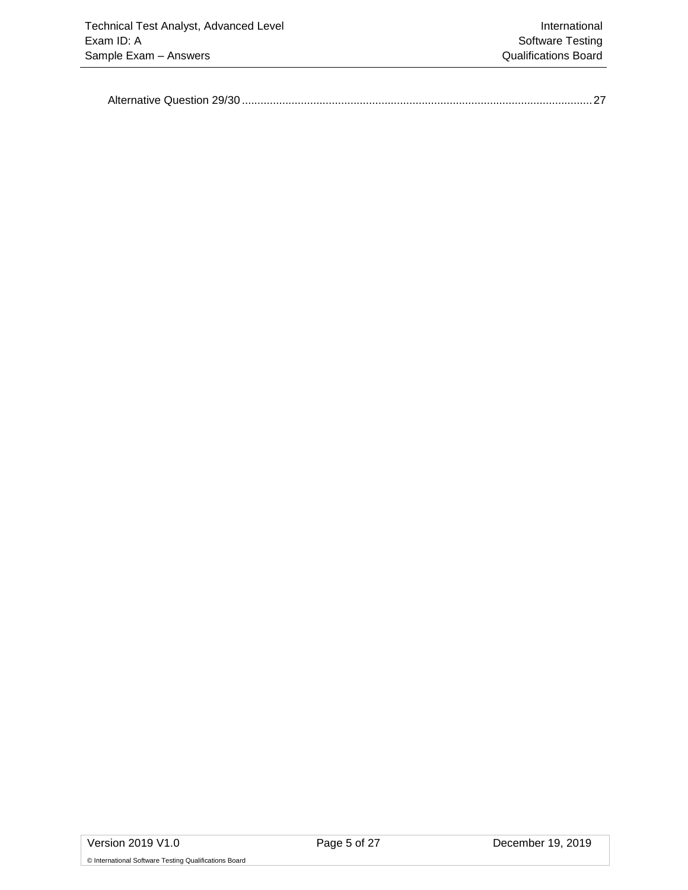Alternative Question 29/30 .................................................................................................................. 27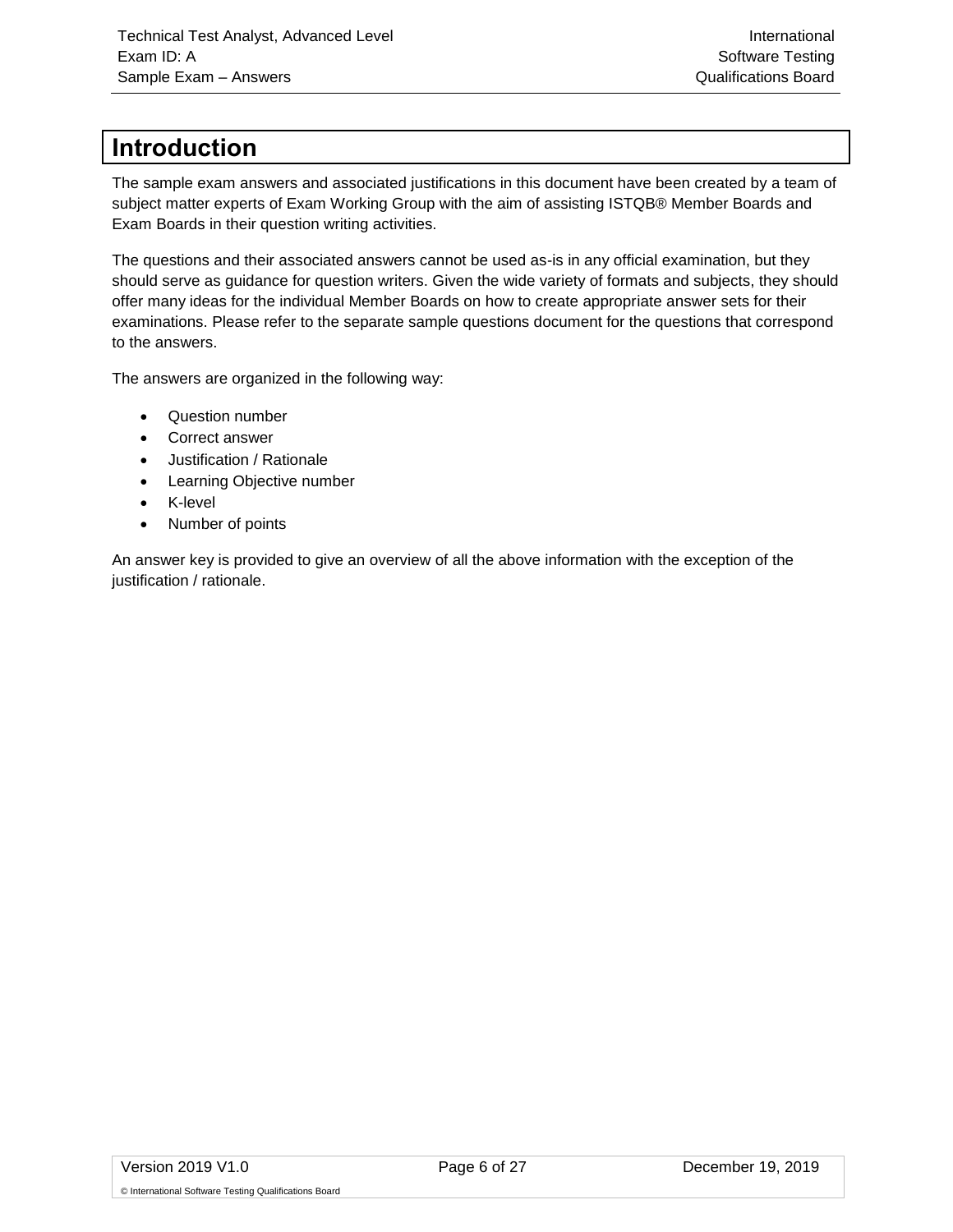# Introduction

The sample exam answers and associated justifications in this document have been created by a team of subject matter experts of Exam Working Group with the aim of assisting ISTQB® Member Boards and Exam Boards in their question writing activities.

The questions and their associated answers cannot be used as-is in any official examination, but they should serve as guidance for question writers. Given the wide variety of formats and subjects, they should offer many ideas for the individual Member Boards on how to create appropriate answer sets for their examinations. Please refer to the separate sample questions document for the questions that correspond to the answers.

The answers are organized in the following way:

- Question number
- Correct answer
- Justification / Rationale
- Learning Objective number
- K-level
- Number of points

An answer key is provided to give an overview of all the above information with the exception of the justification / rationale.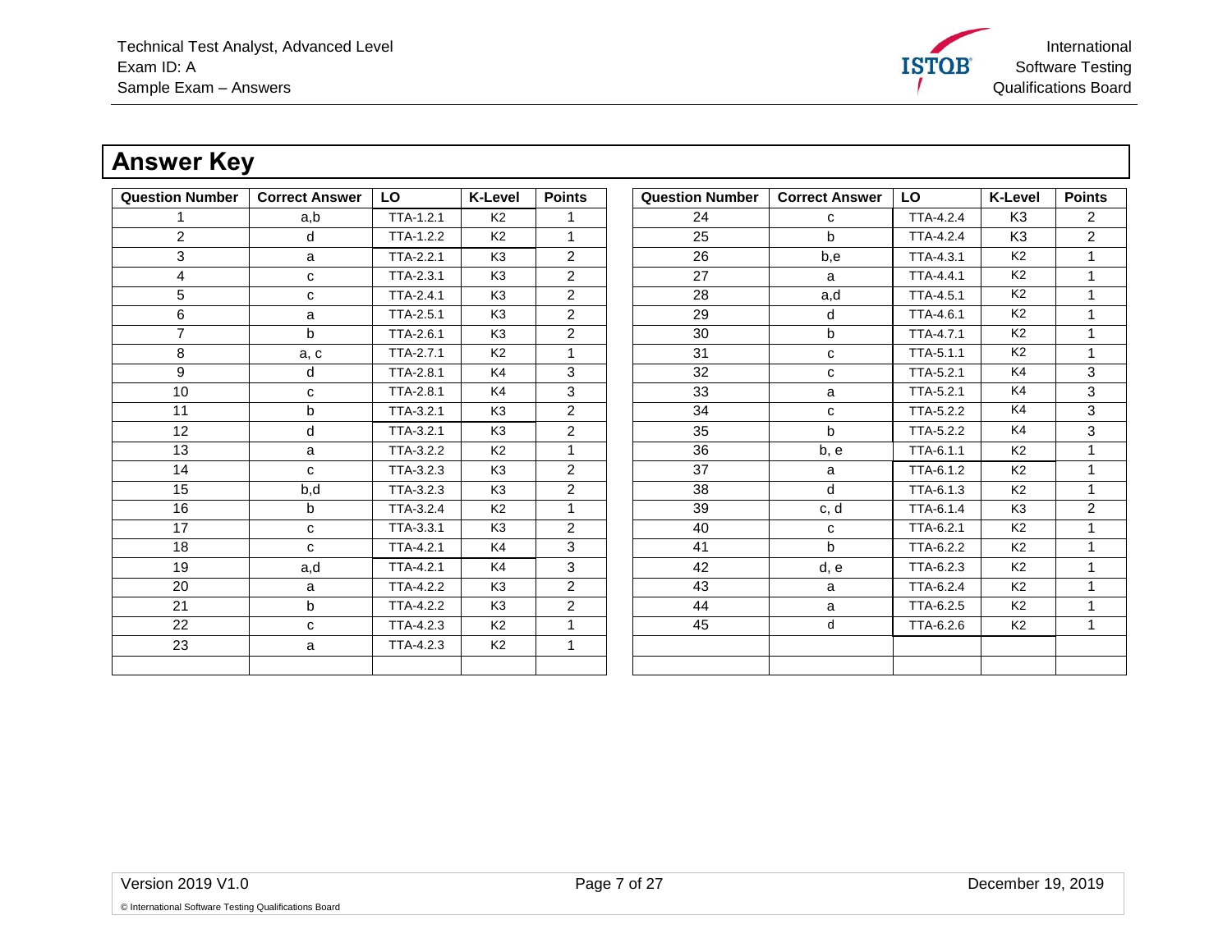# Answer Key

| Question Number | Correct Answer | LO | K-Level | Points |
|---|---|---|---|---|
| 1 | a,b | TTA-1.2.1 | K2 | 1 |
| 2 | d | TTA-1.2.2 | K2 | 1 |
| 3 | a | TTA-2.2.1 | K3 | 2 |
| 4 | c | TTA-2.3.1 | K3 | 2 |
| 5 | c | TTA-2.4.1 | K3 | 2 |
| 6 | a | TTA-2.5.1 | K3 | 2 |
| 7 | b | TTA-2.6.1 | K3 | 2 |
| 8 | a, c | TTA-2.7.1 | K2 | 1 |
| 9 | d | TTA-2.8.1 | K4 | 3 |
| 10 | c | TTA-2.8.1 | K4 | 3 |
| 11 | b | TTA-3.2.1 | K3 | 2 |
| 12 | d | TTA-3.2.1 | K3 | 2 |
| 13 | a | TTA-3.2.2 | K2 | 1 |
| 14 | c | TTA-3.2.3 | K3 | 2 |
| 15 | b,d | TTA-3.2.3 | K3 | 2 |
| 16 | b | TTA-3.2.4 | K2 | 1 |
| 17 | c | TTA-3.3.1 | K3 | 2 |
| 18 | c | TTA-4.2.1 | K4 | 3 |
| 19 | a,d | TTA-4.2.1 | K4 | 3 |
| 20 | a | TTA-4.2.2 | K3 | 2 |
| 21 | b | TTA-4.2.2 | K3 | 2 |
| 22 | c | TTA-4.2.3 | K2 | 1 |
| 23 | a | TTA-4.2.3 | K2 | 1 |
| 24 | c | TTA-4.2.4 | K3 | 2 |
| 25 | b | TTA-4.2.4 | K3 | 2 |
| 26 | b,e | TTA-4.3.1 | K2 | 1 |
| 27 | a | TTA-4.4.1 | K2 | 1 |
| 28 | a,d | TTA-4.5.1 | K2 | 1 |
| 29 | d | TTA-4.6.1 | K2 | 1 |
| 30 | b | TTA-4.7.1 | K2 | 1 |
| 31 | c | TTA-5.1.1 | K2 | 1 |
| 32 | c | TTA-5.2.1 | K4 | 3 |
| 33 | a | TTA-5.2.1 | K4 | 3 |
| 34 | c | TTA-5.2.2 | K4 | 3 |
| 35 | b | TTA-5.2.2 | K4 | 3 |
| 36 | b, e | TTA-6.1.1 | K2 | 1 |
| 37 | a | TTA-6.1.2 | K2 | 1 |
| 38 | d | TTA-6.1.3 | K2 | 1 |
| 39 | c, d | TTA-6.1.4 | K3 | 2 |
| 40 | c | TTA-6.2.1 | K2 | 1 |
| 41 | b | TTA-6.2.2 | K2 | 1 |
| 42 | d, e | TTA-6.2.3 | K2 | 1 |
| 43 | a | TTA-6.2.4 | K2 | 1 |
| 44 | a | TTA-6.2.5 | K2 | 1 |
| 45 | d | TTA-6.2.6 | K2 | 1 |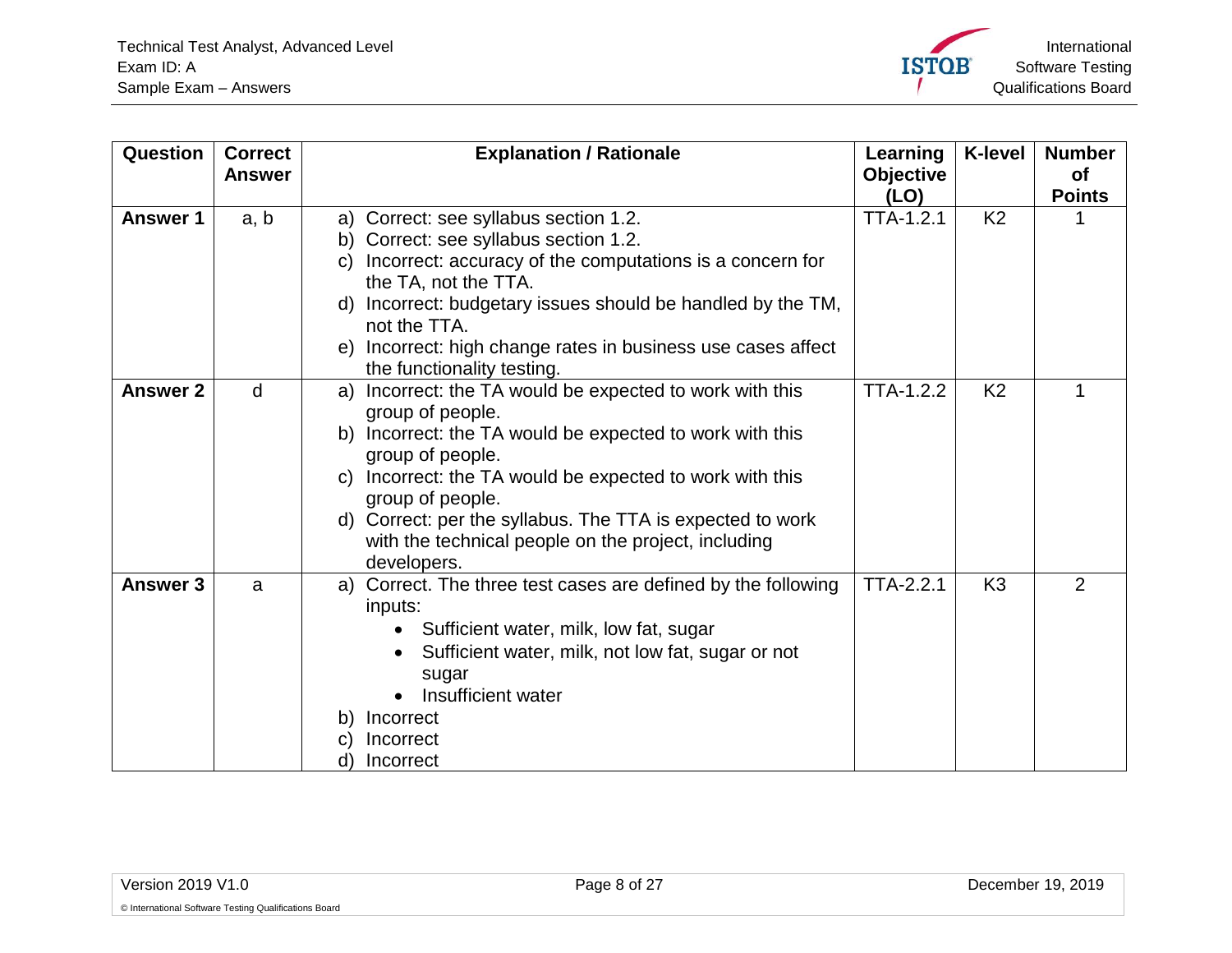| Question | Correct Answer | Explanation / Rationale | Learning Objective (LO) | K-level | Number of Points |
|---|---|---|---|---|---|
| **Answer 1** | a, b | a) Correct: see syllabus section 1.2.<br>b) Correct: see syllabus section 1.2.<br>c) Incorrect: accuracy of the computations is a concern for the TA, not the TTA.<br>d) Incorrect: budgetary issues should be handled by the TM, not the TTA.<br>e) Incorrect: high change rates in business use cases affect the functionality testing. | TTA-1.2.1 | K2 | 1 |
| **Answer 2** | d | a) Incorrect: the TA would be expected to work with this group of people.<br>b) Incorrect: the TA would be expected to work with this group of people.<br>c) Incorrect: the TA would be expected to work with this group of people.<br>d) Correct: per the syllabus. The TTA is expected to work with the technical people on the project, including developers. | TTA-1.2.2 | K2 | 1 |
| **Answer 3** | a | a) Correct. The three test cases are defined by the following inputs:<br>• Sufficient water, milk, low fat, sugar<br>• Sufficient water, milk, not low fat, sugar or not sugar<br>• Insufficient water<br>b) Incorrect<br>c) Incorrect<br>d) Incorrect | TTA-2.2.1 | K3 | 2 |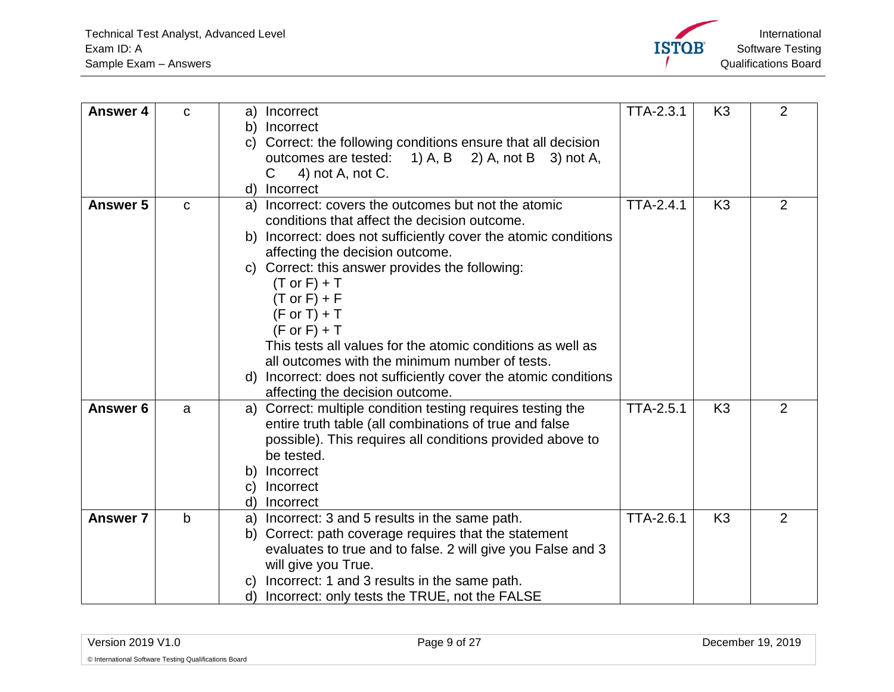| Answer 4 | c | a) Incorrect<br>b) Incorrect<br>c) Correct: the following conditions ensure that all decision outcomes are tested: 1) A, B 2) A, not B 3) not A, C 4) not A, not C.<br>d) Incorrect | TTA-2.3.1 | K3 | 2 |
|---|---|---|---|---|---|
| **Answer 5** | c | a) Incorrect: covers the outcomes but not the atomic conditions that affect the decision outcome.<br>b) Incorrect: does not sufficiently cover the atomic conditions affecting the decision outcome.<br>c) Correct: this answer provides the following:<br>(T or F) + T<br>(T or F) + F<br>(F or T) + T<br>(F or F) + T<br>This tests all values for the atomic conditions as well as all outcomes with the minimum number of tests.<br>d) Incorrect: does not sufficiently cover the atomic conditions affecting the decision outcome. | TTA-2.4.1 | K3 | 2 |
| **Answer 6** | a | a) Correct: multiple condition testing requires testing the entire truth table (all combinations of true and false possible). This requires all conditions provided above to be tested.<br>b) Incorrect<br>c) Incorrect<br>d) Incorrect | TTA-2.5.1 | K3 | 2 |
| **Answer 7** | b | a) Incorrect: 3 and 5 results in the same path.<br>b) Correct: path coverage requires that the statement evaluates to true and to false. 2 will give you False and 3 will give you True.<br>c) Incorrect: 1 and 3 results in the same path.<br>d) Incorrect: only tests the TRUE, not the FALSE | TTA-2.6.1 | K3 | 2 |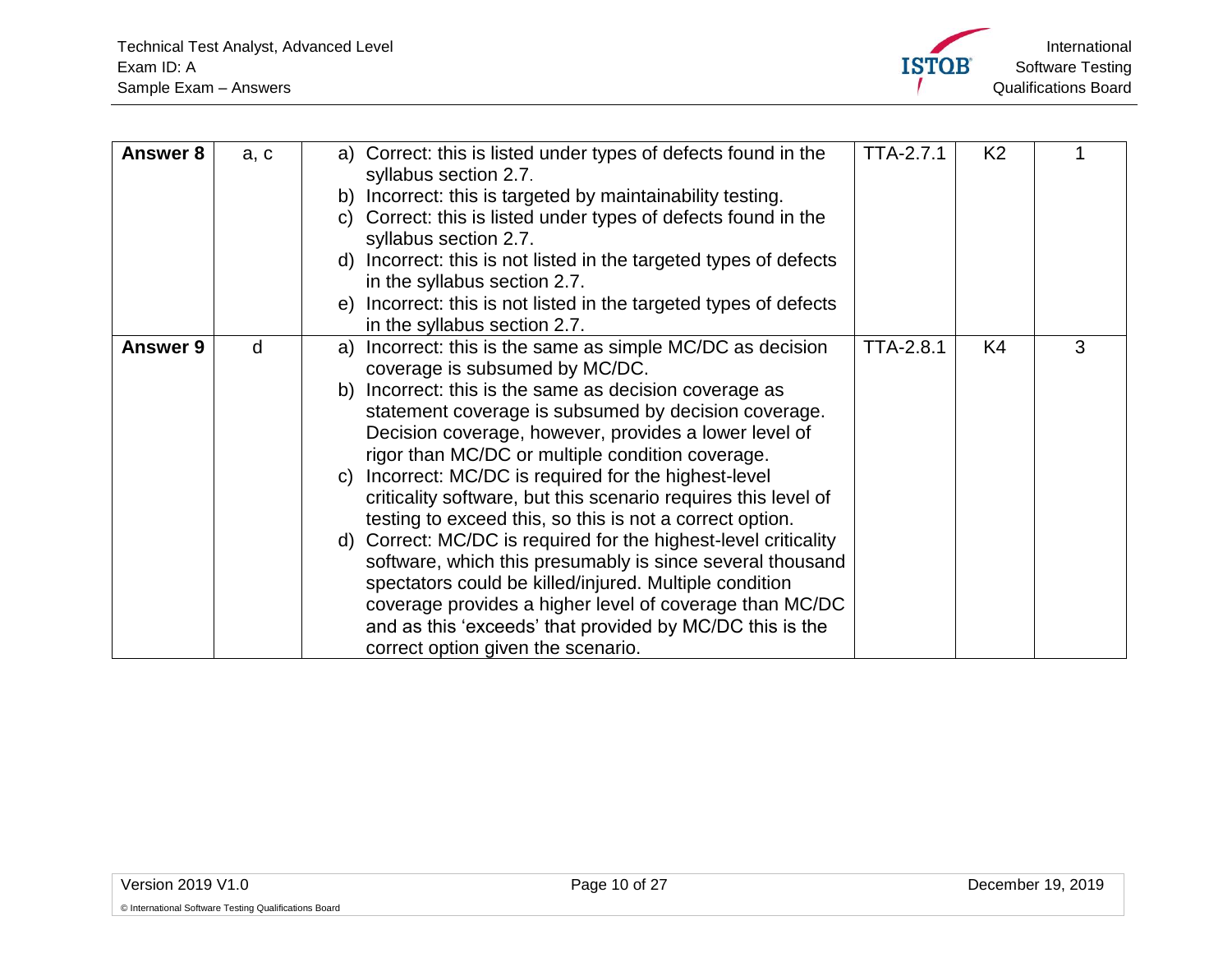| | | | | | |
|---|---|---|---|---|---|
| **Answer 8** | a, c | a) Correct: this is listed under types of defects found in the syllabus section 2.7.<br>b) Incorrect: this is targeted by maintainability testing.<br>c) Correct: this is listed under types of defects found in the syllabus section 2.7.<br>d) Incorrect: this is not listed in the targeted types of defects in the syllabus section 2.7.<br>e) Incorrect: this is not listed in the targeted types of defects in the syllabus section 2.7. | TTA-2.7.1 | K2 | 1 |
| **Answer 9** | d | a) Incorrect: this is the same as simple MC/DC as decision coverage is subsumed by MC/DC.<br>b) Incorrect: this is the same as decision coverage as statement coverage is subsumed by decision coverage. Decision coverage, however, provides a lower level of rigor than MC/DC or multiple condition coverage.<br>c) Incorrect: MC/DC is required for the highest-level criticality software, but this scenario requires this level of testing to exceed this, so this is not a correct option.<br>d) Correct: MC/DC is required for the highest-level criticality software, which this presumably is since several thousand spectators could be killed/injured. Multiple condition coverage provides a higher level of coverage than MC/DC and as this 'exceeds' that provided by MC/DC this is the correct option given the scenario. | TTA-2.8.1 | K4 | 3 |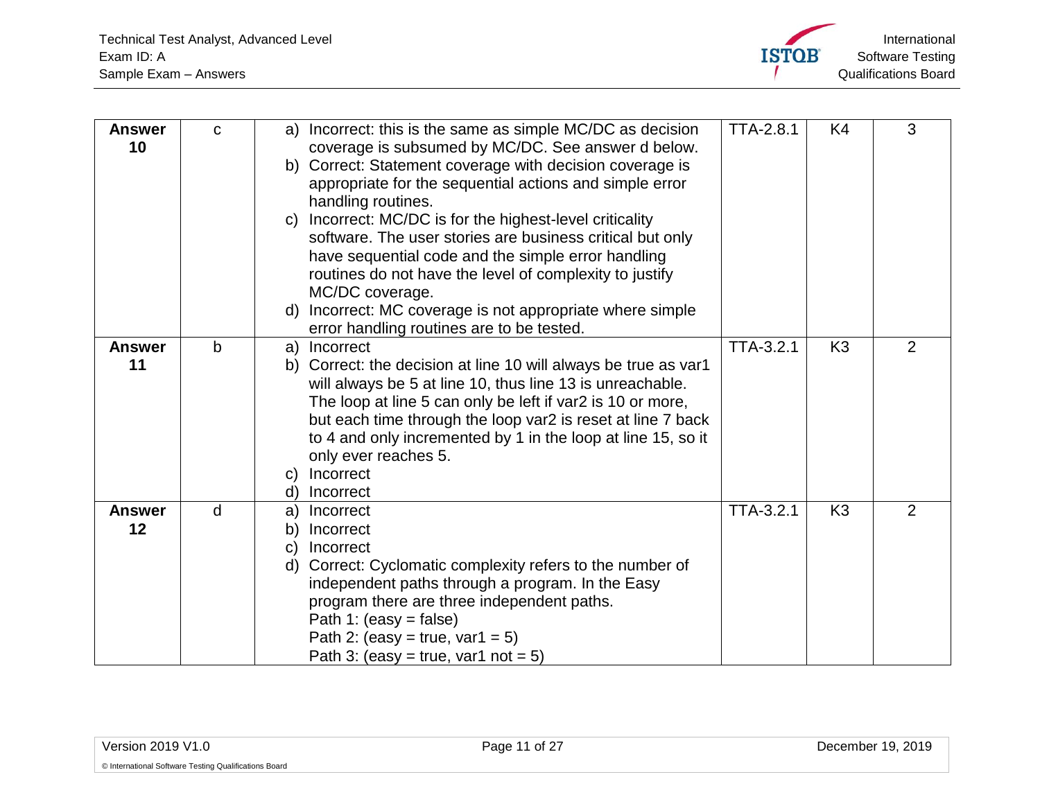| | | | | | |
|---|---|---|---|---|---|
| **Answer 10** | c | a) Incorrect: this is the same as simple MC/DC as decision coverage is subsumed by MC/DC. See answer d below.<br>b) Correct: Statement coverage with decision coverage is appropriate for the sequential actions and simple error handling routines.<br>c) Incorrect: MC/DC is for the highest-level criticality software. The user stories are business critical but only have sequential code and the simple error handling routines do not have the level of complexity to justify MC/DC coverage.<br>d) Incorrect: MC coverage is not appropriate where simple error handling routines are to be tested. | TTA-2.8.1 | K4 | 3 |
| **Answer 11** | b | a) Incorrect<br>b) Correct: the decision at line 10 will always be true as var1 will always be 5 at line 10, thus line 13 is unreachable. The loop at line 5 can only be left if var2 is 10 or more, but each time through the loop var2 is reset at line 7 back to 4 and only incremented by 1 in the loop at line 15, so it only ever reaches 5.<br>c) Incorrect<br>d) Incorrect | TTA-3.2.1 | K3 | 2 |
| **Answer 12** | d | a) Incorrect<br>b) Incorrect<br>c) Incorrect<br>d) Correct: Cyclomatic complexity refers to the number of independent paths through a program. In the Easy program there are three independent paths.<br>Path 1: (easy = false)<br>Path 2: (easy = true, var1 = 5)<br>Path 3: (easy = true, var1 not = 5) | TTA-3.2.1 | K3 | 2 |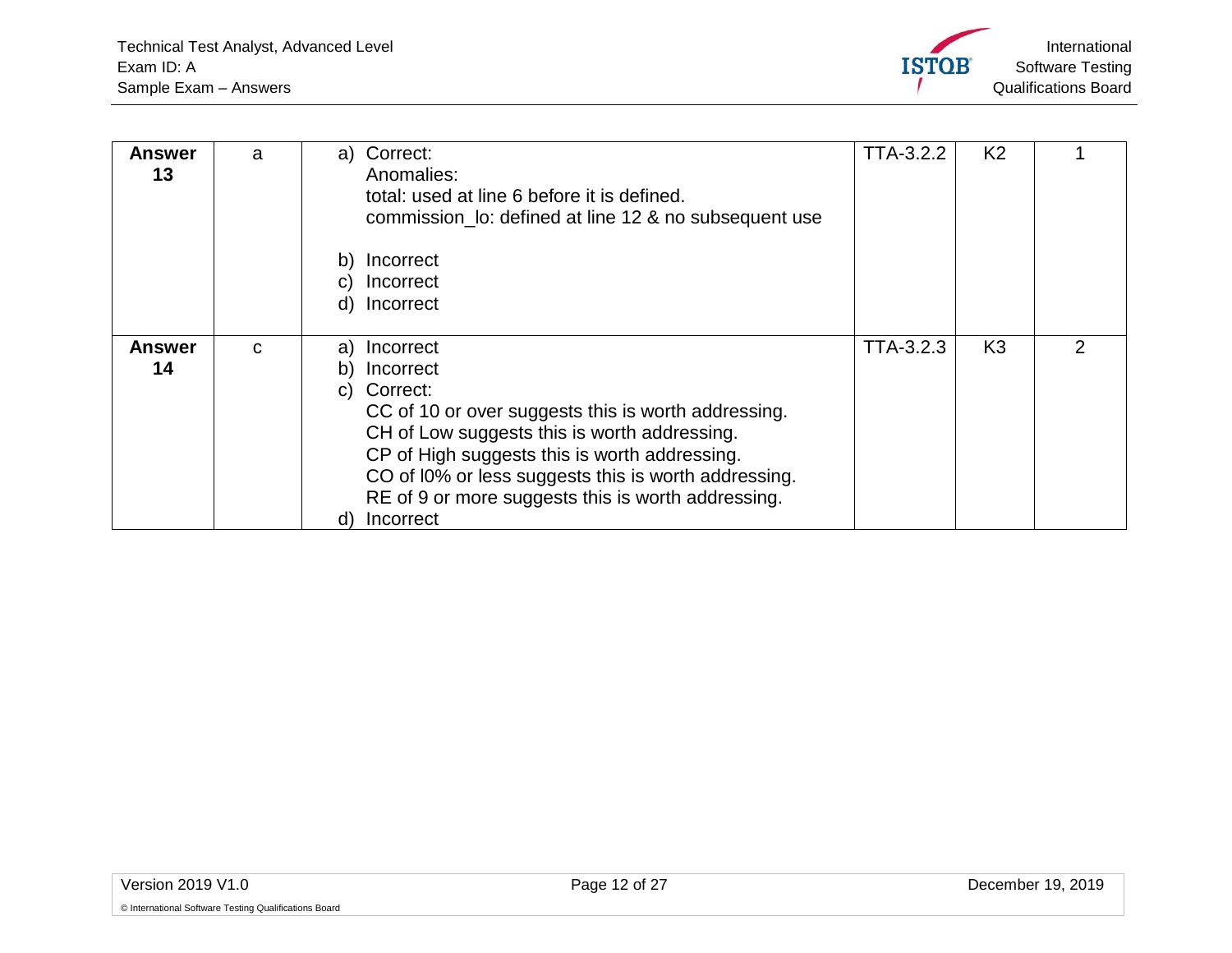| **Answer 13** | a | a) Correct:<br>Anomalies:<br>total: used at line 6 before it is defined.<br>commission_lo: defined at line 12 & no subsequent use<br><br>b) Incorrect<br>c) Incorrect<br>d) Incorrect | TTA-3.2.2 | K2 | 1 |
|---|---|---|---|---|---|
| **Answer 14** | c | a) Incorrect<br>b) Incorrect<br>c) Correct:<br>CC of 10 or over suggests this is worth addressing.<br>CH of Low suggests this is worth addressing.<br>CP of High suggests this is worth addressing.<br>CO of l0% or less suggests this is worth addressing.<br>RE of 9 or more suggests this is worth addressing.<br>d) Incorrect | TTA-3.2.3 | K3 | 2 |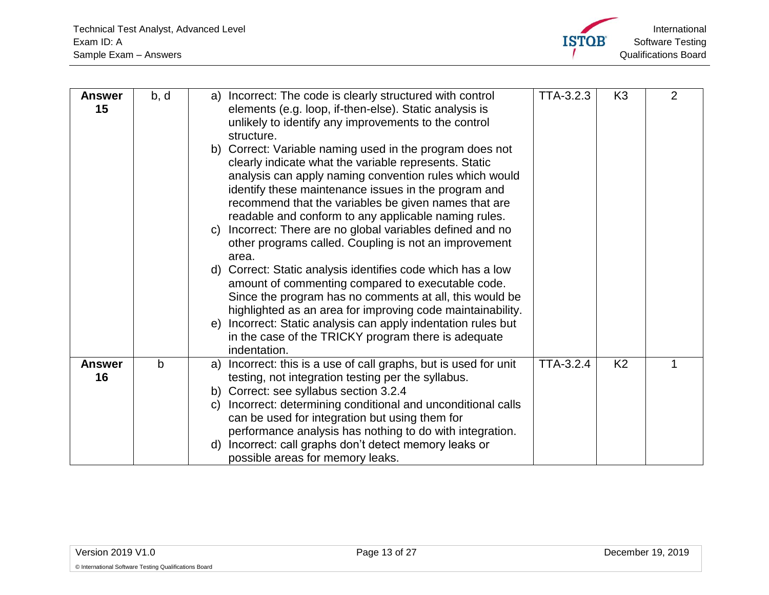| Answer 15 | b, d | a) Incorrect: The code is clearly structured with control elements (e.g. loop, if-then-else). Static analysis is unlikely to identify any improvements to the control structure.<br>b) Correct: Variable naming used in the program does not clearly indicate what the variable represents. Static analysis can apply naming convention rules which would identify these maintenance issues in the program and recommend that the variables be given names that are readable and conform to any applicable naming rules.<br>c) Incorrect: There are no global variables defined and no other programs called. Coupling is not an improvement area.<br>d) Correct: Static analysis identifies code which has a low amount of commenting compared to executable code. Since the program has no comments at all, this would be highlighted as an area for improving code maintainability.<br>e) Incorrect: Static analysis can apply indentation rules but in the case of the TRICKY program there is adequate indentation. | TTA-3.2.3 | K3 | 2 |
|---|---|---|---|---|---|
| Answer 16 | b | a) Incorrect: this is a use of call graphs, but is used for unit testing, not integration testing per the syllabus.<br>b) Correct: see syllabus section 3.2.4<br>c) Incorrect: determining conditional and unconditional calls can be used for integration but using them for performance analysis has nothing to do with integration.<br>d) Incorrect: call graphs don't detect memory leaks or possible areas for memory leaks. | TTA-3.2.4 | K2 | 1 |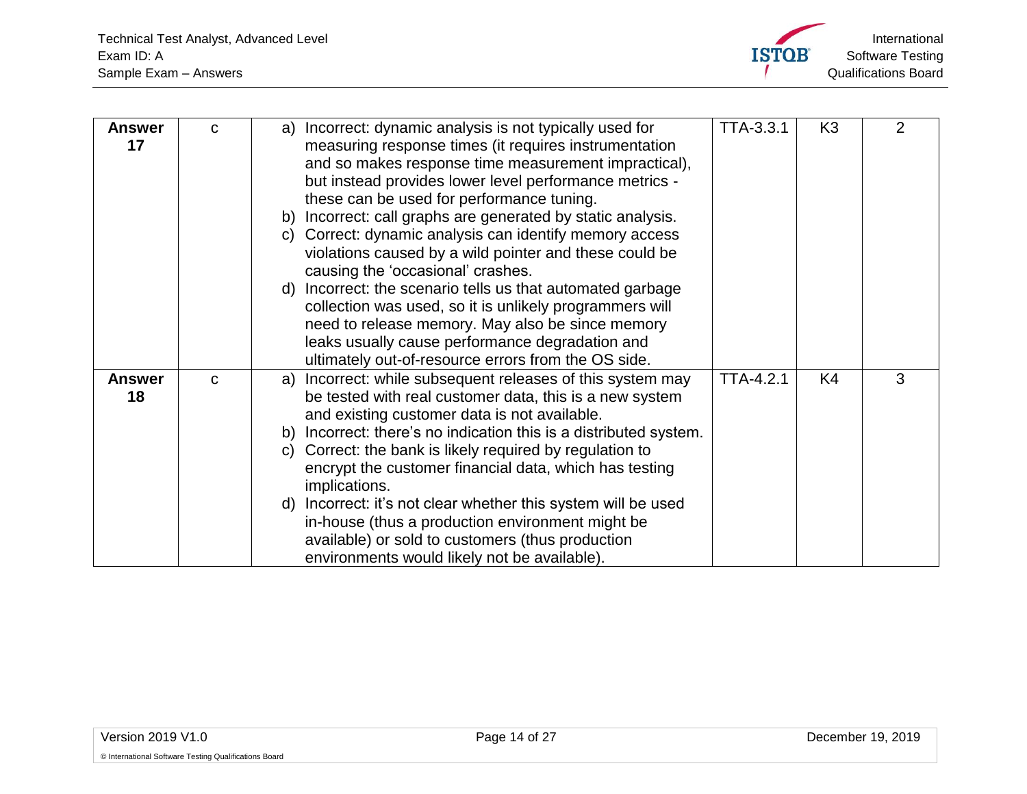| | | | | | |
|---|---|---|---|---|---|
| **Answer 17** | c | a) Incorrect: dynamic analysis is not typically used for measuring response times (it requires instrumentation and so makes response time measurement impractical), but instead provides lower level performance metrics - these can be used for performance tuning.<br>b) Incorrect: call graphs are generated by static analysis.<br>c) Correct: dynamic analysis can identify memory access violations caused by a wild pointer and these could be causing the 'occasional' crashes.<br>d) Incorrect: the scenario tells us that automated garbage collection was used, so it is unlikely programmers will need to release memory. May also be since memory leaks usually cause performance degradation and ultimately out-of-resource errors from the OS side. | TTA-3.3.1 | K3 | 2 |
| **Answer 18** | c | a) Incorrect: while subsequent releases of this system may be tested with real customer data, this is a new system and existing customer data is not available.<br>b) Incorrect: there's no indication this is a distributed system.<br>c) Correct: the bank is likely required by regulation to encrypt the customer financial data, which has testing implications.<br>d) Incorrect: it's not clear whether this system will be used in-house (thus a production environment might be available) or sold to customers (thus production environments would likely not be available). | TTA-4.2.1 | K4 | 3 |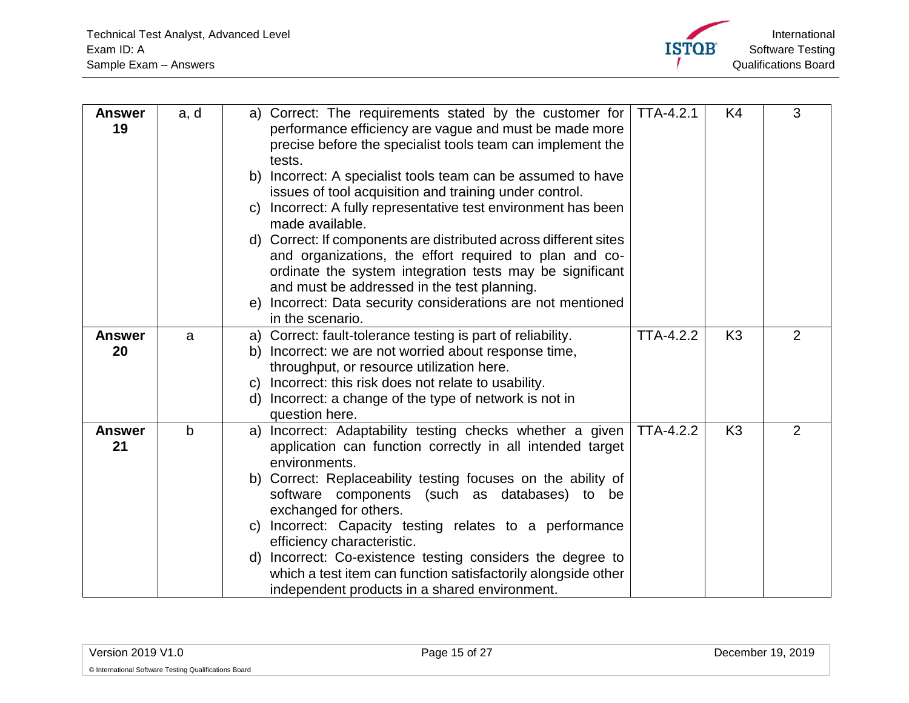| | | | | | |
|---|---|---|---|---|---|
| **Answer 19** | a, d | a) Correct: The requirements stated by the customer for performance efficiency are vague and must be made more precise before the specialist tools team can implement the tests.<br>b) Incorrect: A specialist tools team can be assumed to have issues of tool acquisition and training under control.<br>c) Incorrect: A fully representative test environment has been made available.<br>d) Correct: If components are distributed across different sites and organizations, the effort required to plan and co-ordinate the system integration tests may be significant and must be addressed in the test planning.<br>e) Incorrect: Data security considerations are not mentioned in the scenario. | TTA-4.2.1 | K4 | 3 |
| **Answer 20** | a | a) Correct: fault-tolerance testing is part of reliability.<br>b) Incorrect: we are not worried about response time, throughput, or resource utilization here.<br>c) Incorrect: this risk does not relate to usability.<br>d) Incorrect: a change of the type of network is not in question here. | TTA-4.2.2 | K3 | 2 |
| **Answer 21** | b | a) Incorrect: Adaptability testing checks whether a given application can function correctly in all intended target environments.<br>b) Correct: Replaceability testing focuses on the ability of software components (such as databases) to be exchanged for others.<br>c) Incorrect: Capacity testing relates to a performance efficiency characteristic.<br>d) Incorrect: Co-existence testing considers the degree to which a test item can function satisfactorily alongside other independent products in a shared environment. | TTA-4.2.2 | K3 | 2 |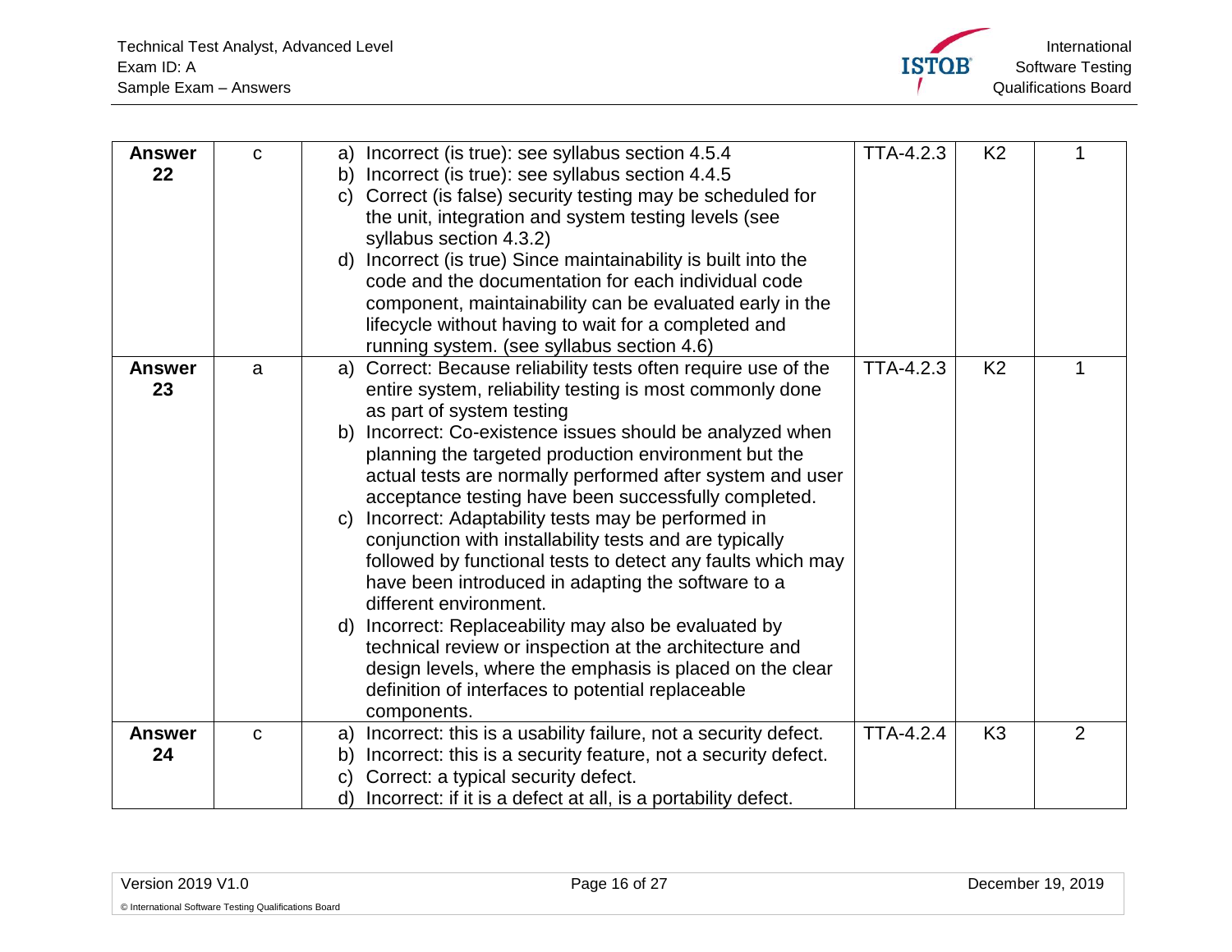| Answer 22 | c | a) Incorrect (is true): see syllabus section 4.5.4<br>b) Incorrect (is true): see syllabus section 4.4.5<br>c) Correct (is false) security testing may be scheduled for the unit, integration and system testing levels (see syllabus section 4.3.2)<br>d) Incorrect (is true) Since maintainability is built into the code and the documentation for each individual code component, maintainability can be evaluated early in the lifecycle without having to wait for a completed and running system. (see syllabus section 4.6) | TTA-4.2.3 | K2 | 1 |
|---|---|---|---|---|---|
| Answer 23 | a | a) Correct: Because reliability tests often require use of the entire system, reliability testing is most commonly done as part of system testing<br>b) Incorrect: Co-existence issues should be analyzed when planning the targeted production environment but the actual tests are normally performed after system and user acceptance testing have been successfully completed.<br>c) Incorrect: Adaptability tests may be performed in conjunction with installability tests and are typically followed by functional tests to detect any faults which may have been introduced in adapting the software to a different environment.<br>d) Incorrect: Replaceability may also be evaluated by technical review or inspection at the architecture and design levels, where the emphasis is placed on the clear definition of interfaces to potential replaceable components. | TTA-4.2.3 | K2 | 1 |
| Answer 24 | c | a) Incorrect: this is a usability failure, not a security defect.<br>b) Incorrect: this is a security feature, not a security defect.<br>c) Correct: a typical security defect.<br>d) Incorrect: if it is a defect at all, is a portability defect. | TTA-4.2.4 | K3 | 2 |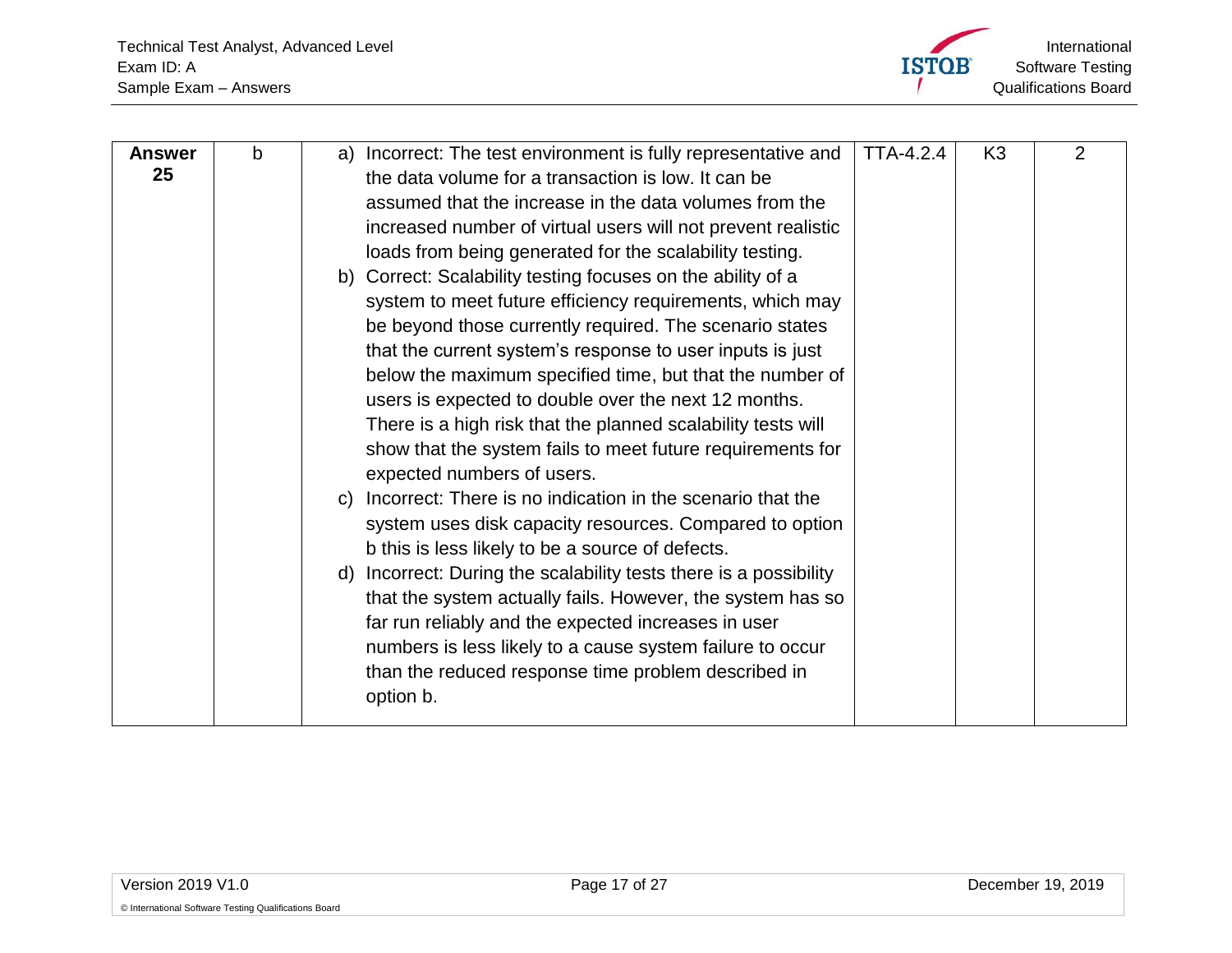| Answer 25 | b | a) Incorrect: The test environment is fully representative and the data volume for a transaction is low. It can be assumed that the increase in the data volumes from the increased number of virtual users will not prevent realistic loads from being generated for the scalability testing.<br>b) Correct: Scalability testing focuses on the ability of a system to meet future efficiency requirements, which may be beyond those currently required. The scenario states that the current system's response to user inputs is just below the maximum specified time, but that the number of users is expected to double over the next 12 months. There is a high risk that the planned scalability tests will show that the system fails to meet future requirements for expected numbers of users.<br>c) Incorrect: There is no indication in the scenario that the system uses disk capacity resources. Compared to option b this is less likely to be a source of defects.<br>d) Incorrect: During the scalability tests there is a possibility that the system actually fails. However, the system has so far run reliably and the expected increases in user numbers is less likely to a cause system failure to occur than the reduced response time problem described in option b. | TTA-4.2.4 | K3 | 2 |
|---|---|---|---|---|---|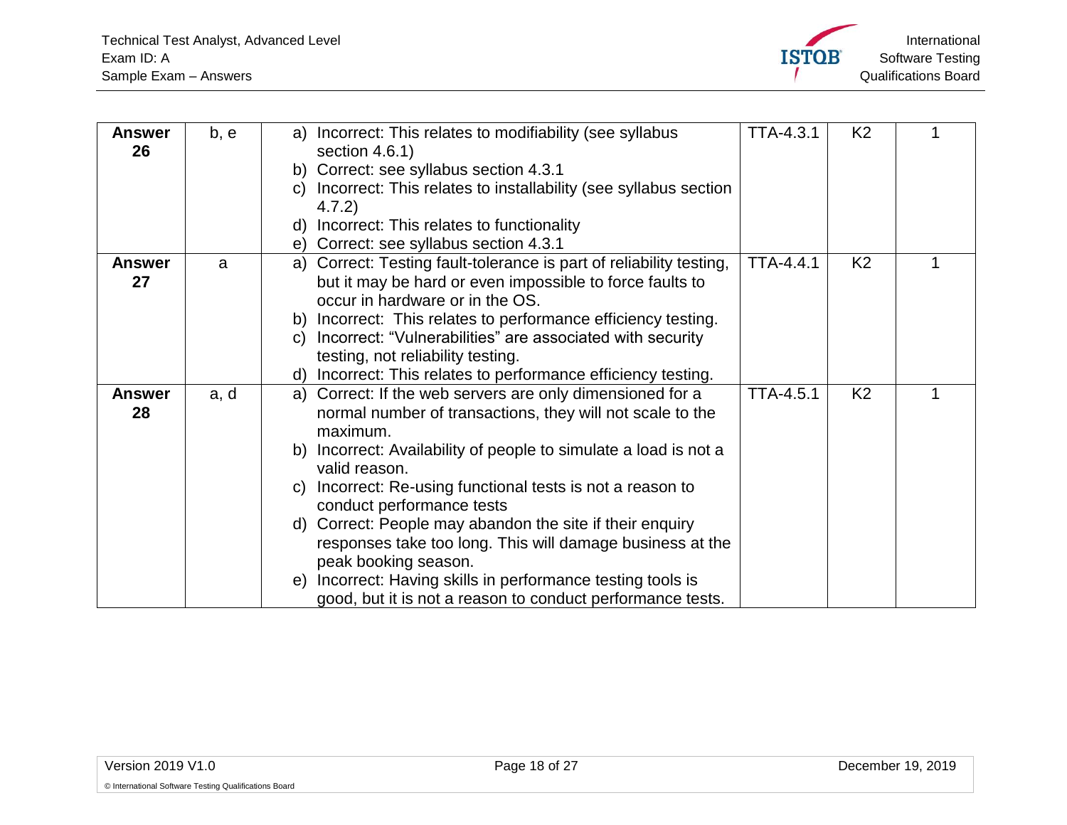| Answer 26 | b, e | a) Incorrect: This relates to modifiability (see syllabus section 4.6.1)<br>b) Correct: see syllabus section 4.3.1<br>c) Incorrect: This relates to installability (see syllabus section 4.7.2)<br>d) Incorrect: This relates to functionality<br>e) Correct: see syllabus section 4.3.1 | TTA-4.3.1 | K2 | 1 |
|---|---|---|---|---|---|
| **Answer 27** | a | a) Correct: Testing fault-tolerance is part of reliability testing, but it may be hard or even impossible to force faults to occur in hardware or in the OS.<br>b) Incorrect: This relates to performance efficiency testing.<br>c) Incorrect: "Vulnerabilities" are associated with security testing, not reliability testing.<br>d) Incorrect: This relates to performance efficiency testing. | TTA-4.4.1 | K2 | 1 |
| **Answer 28** | a, d | a) Correct: If the web servers are only dimensioned for a normal number of transactions, they will not scale to the maximum.<br>b) Incorrect: Availability of people to simulate a load is not a valid reason.<br>c) Incorrect: Re-using functional tests is not a reason to conduct performance tests<br>d) Correct: People may abandon the site if their enquiry responses take too long. This will damage business at the peak booking season.<br>e) Incorrect: Having skills in performance testing tools is good, but it is not a reason to conduct performance tests. | TTA-4.5.1 | K2 | 1 |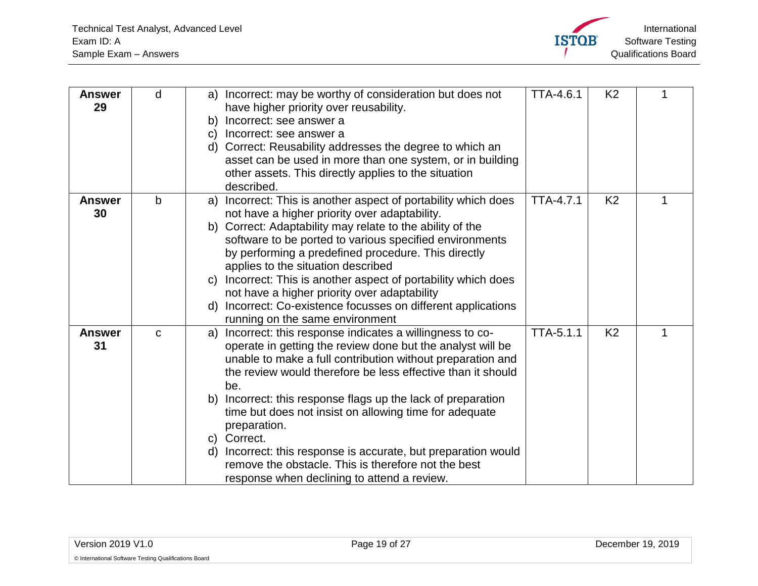| Answer 29 | d | a) Incorrect: may be worthy of consideration but does not have higher priority over reusability.<br>b) Incorrect: see answer a<br>c) Incorrect: see answer a<br>d) Correct: Reusability addresses the degree to which an asset can be used in more than one system, or in building other assets. This directly applies to the situation described. | TTA-4.6.1 | K2 | 1 |
|---|---|---|---|---|---|
| **Answer 30** | b | a) Incorrect: This is another aspect of portability which does not have a higher priority over adaptability.<br>b) Correct: Adaptability may relate to the ability of the software to be ported to various specified environments by performing a predefined procedure. This directly applies to the situation described<br>c) Incorrect: This is another aspect of portability which does not have a higher priority over adaptability<br>d) Incorrect: Co-existence focusses on different applications running on the same environment | TTA-4.7.1 | K2 | 1 |
| **Answer 31** | c | a) Incorrect: this response indicates a willingness to co-operate in getting the review done but the analyst will be unable to make a full contribution without preparation and the review would therefore be less effective than it should be.<br>b) Incorrect: this response flags up the lack of preparation time but does not insist on allowing time for adequate preparation.<br>c) Correct.<br>d) Incorrect: this response is accurate, but preparation would remove the obstacle. This is therefore not the best response when declining to attend a review. | TTA-5.1.1 | K2 | 1 |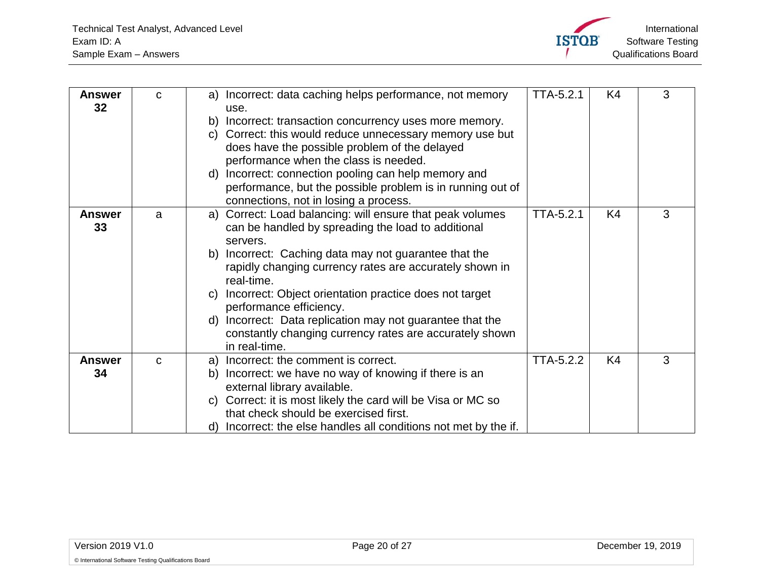| | | | | | |
|---|---|---|---|---|---|
| **Answer 32** | c | a) Incorrect: data caching helps performance, not memory use.<br>b) Incorrect: transaction concurrency uses more memory.<br>c) Correct: this would reduce unnecessary memory use but does have the possible problem of the delayed performance when the class is needed.<br>d) Incorrect: connection pooling can help memory and performance, but the possible problem is in running out of connections, not in losing a process. | TTA-5.2.1 | K4 | 3 |
| **Answer 33** | a | a) Correct: Load balancing: will ensure that peak volumes can be handled by spreading the load to additional servers.<br>b) Incorrect: Caching data may not guarantee that the rapidly changing currency rates are accurately shown in real-time.<br>c) Incorrect: Object orientation practice does not target performance efficiency.<br>d) Incorrect: Data replication may not guarantee that the constantly changing currency rates are accurately shown in real-time. | TTA-5.2.1 | K4 | 3 |
| **Answer 34** | c | a) Incorrect: the comment is correct.<br>b) Incorrect: we have no way of knowing if there is an external library available.<br>c) Correct: it is most likely the card will be Visa or MC so that check should be exercised first.<br>d) Incorrect: the else handles all conditions not met by the if. | TTA-5.2.2 | K4 | 3 |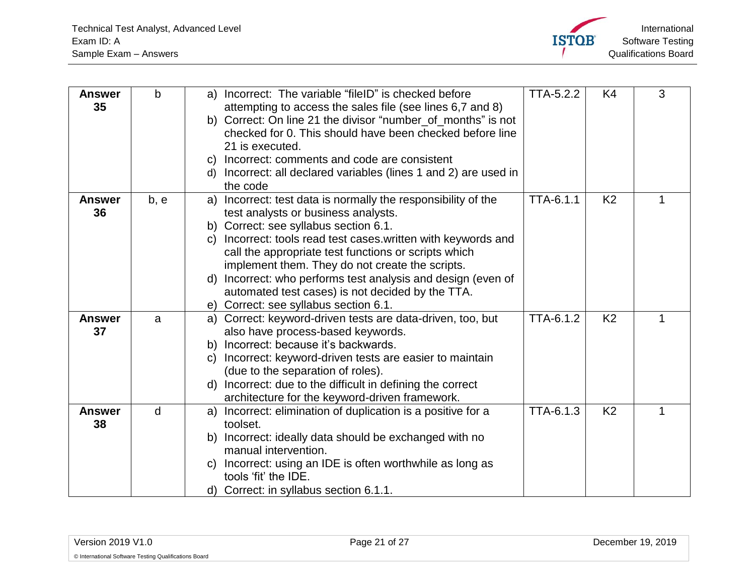| | | | | | |
|---|---|---|---|---|---|
| **Answer 35** | b | a) Incorrect: The variable "fileID" is checked before attempting to access the sales file (see lines 6,7 and 8)<br>b) Correct: On line 21 the divisor "number_of_months" is not checked for 0. This should have been checked before line 21 is executed.<br>c) Incorrect: comments and code are consistent<br>d) Incorrect: all declared variables (lines 1 and 2) are used in the code | TTA-5.2.2 | K4 | 3 |
| **Answer 36** | b, e | a) Incorrect: test data is normally the responsibility of the test analysts or business analysts.<br>b) Correct: see syllabus section 6.1.<br>c) Incorrect: tools read test cases.written with keywords and call the appropriate test functions or scripts which implement them. They do not create the scripts.<br>d) Incorrect: who performs test analysis and design (even of automated test cases) is not decided by the TTA.<br>e) Correct: see syllabus section 6.1. | TTA-6.1.1 | K2 | 1 |
| **Answer 37** | a | a) Correct: keyword-driven tests are data-driven, too, but also have process-based keywords.<br>b) Incorrect: because it's backwards.<br>c) Incorrect: keyword-driven tests are easier to maintain (due to the separation of roles).<br>d) Incorrect: due to the difficult in defining the correct architecture for the keyword-driven framework. | TTA-6.1.2 | K2 | 1 |
| **Answer 38** | d | a) Incorrect: elimination of duplication is a positive for a toolset.<br>b) Incorrect: ideally data should be exchanged with no manual intervention.<br>c) Incorrect: using an IDE is often worthwhile as long as tools 'fit' the IDE.<br>d) Correct: in syllabus section 6.1.1. | TTA-6.1.3 | K2 | 1 |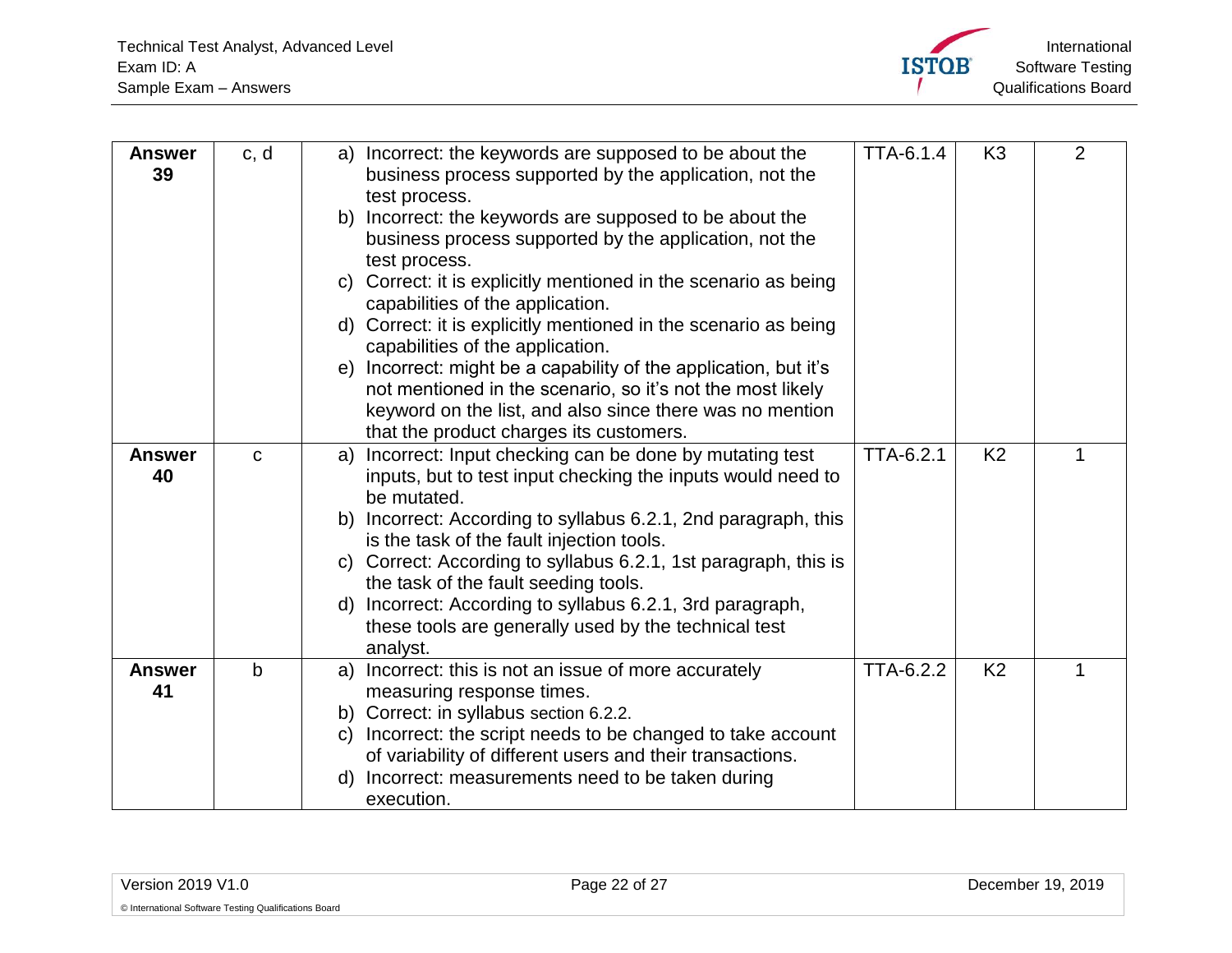| | | | | | |
|---|---|---|---|---|---|
| **Answer 39** | c, d | a) Incorrect: the keywords are supposed to be about the business process supported by the application, not the test process.<br>b) Incorrect: the keywords are supposed to be about the business process supported by the application, not the test process.<br>c) Correct: it is explicitly mentioned in the scenario as being capabilities of the application.<br>d) Correct: it is explicitly mentioned in the scenario as being capabilities of the application.<br>e) Incorrect: might be a capability of the application, but it's not mentioned in the scenario, so it's not the most likely keyword on the list, and also since there was no mention that the product charges its customers. | TTA-6.1.4 | K3 | 2 |
| **Answer 40** | c | a) Incorrect: Input checking can be done by mutating test inputs, but to test input checking the inputs would need to be mutated.<br>b) Incorrect: According to syllabus 6.2.1, 2nd paragraph, this is the task of the fault injection tools.<br>c) Correct: According to syllabus 6.2.1, 1st paragraph, this is the task of the fault seeding tools.<br>d) Incorrect: According to syllabus 6.2.1, 3rd paragraph, these tools are generally used by the technical test analyst. | TTA-6.2.1 | K2 | 1 |
| **Answer 41** | b | a) Incorrect: this is not an issue of more accurately measuring response times.<br>b) Correct: in syllabus section 6.2.2.<br>c) Incorrect: the script needs to be changed to take account of variability of different users and their transactions.<br>d) Incorrect: measurements need to be taken during execution. | TTA-6.2.2 | K2 | 1 |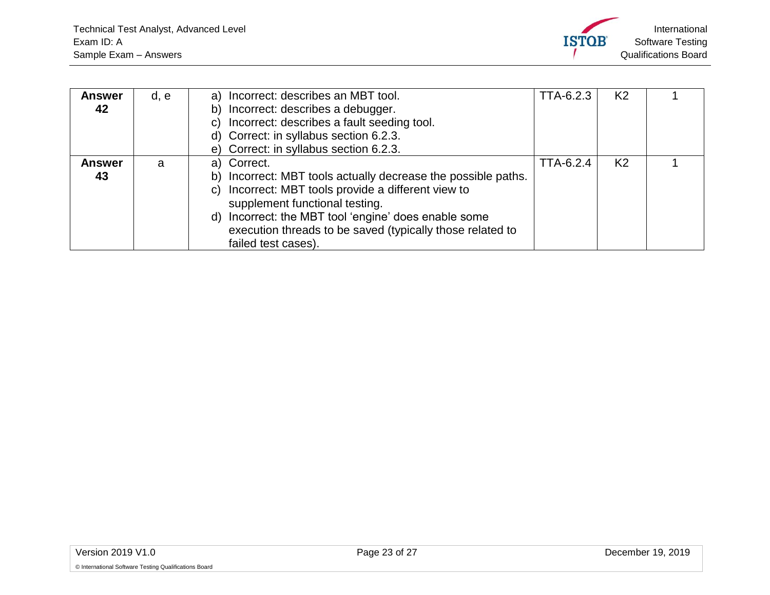| | | | | | |
|---|---|---|---|---|---|
| **Answer 42** | d, e | a) Incorrect: describes an MBT tool.<br>b) Incorrect: describes a debugger.<br>c) Incorrect: describes a fault seeding tool.<br>d) Correct: in syllabus section 6.2.3.<br>e) Correct: in syllabus section 6.2.3. | TTA-6.2.3 | K2 | 1 |
| **Answer 43** | a | a) Correct.<br>b) Incorrect: MBT tools actually decrease the possible paths.<br>c) Incorrect: MBT tools provide a different view to supplement functional testing.<br>d) Incorrect: the MBT tool 'engine' does enable some execution threads to be saved (typically those related to failed test cases). | TTA-6.2.4 | K2 | 1 |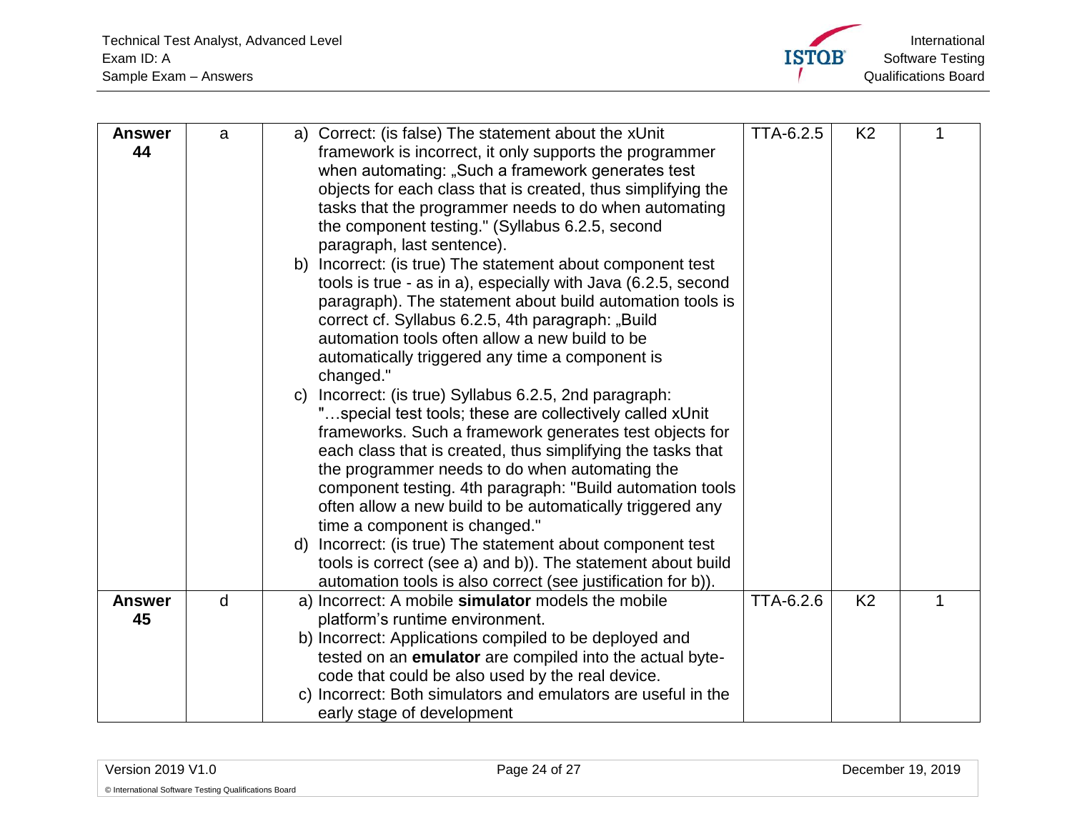| | | | | | |
|---|---|---|---|---|---|
| **Answer 44** | a | a) Correct: (is false) The statement about the xUnit framework is incorrect, it only supports the programmer when automating: „Such a framework generates test objects for each class that is created, thus simplifying the tasks that the programmer needs to do when automating the component testing." (Syllabus 6.2.5, second paragraph, last sentence).<br>b) Incorrect: (is true) The statement about component test tools is true - as in a), especially with Java (6.2.5, second paragraph). The statement about build automation tools is correct cf. Syllabus 6.2.5, 4th paragraph: „Build automation tools often allow a new build to be automatically triggered any time a component is changed."<br>c) Incorrect: (is true) Syllabus 6.2.5, 2nd paragraph: "…special test tools; these are collectively called xUnit frameworks. Such a framework generates test objects for each class that is created, thus simplifying the tasks that the programmer needs to do when automating the component testing. 4th paragraph: "Build automation tools often allow a new build to be automatically triggered any time a component is changed."<br>d) Incorrect: (is true) The statement about component test tools is correct (see a) and b)). The statement about build automation tools is also correct (see justification for b)). | TTA-6.2.5 | K2 | 1 |
| **Answer 45** | d | a) Incorrect: A mobile **simulator** models the mobile platform's runtime environment.<br>b) Incorrect: Applications compiled to be deployed and tested on an **emulator** are compiled into the actual byte-code that could be also used by the real device.<br>c) Incorrect: Both simulators and emulators are useful in the early stage of development | TTA-6.2.6 | K2 | 1 |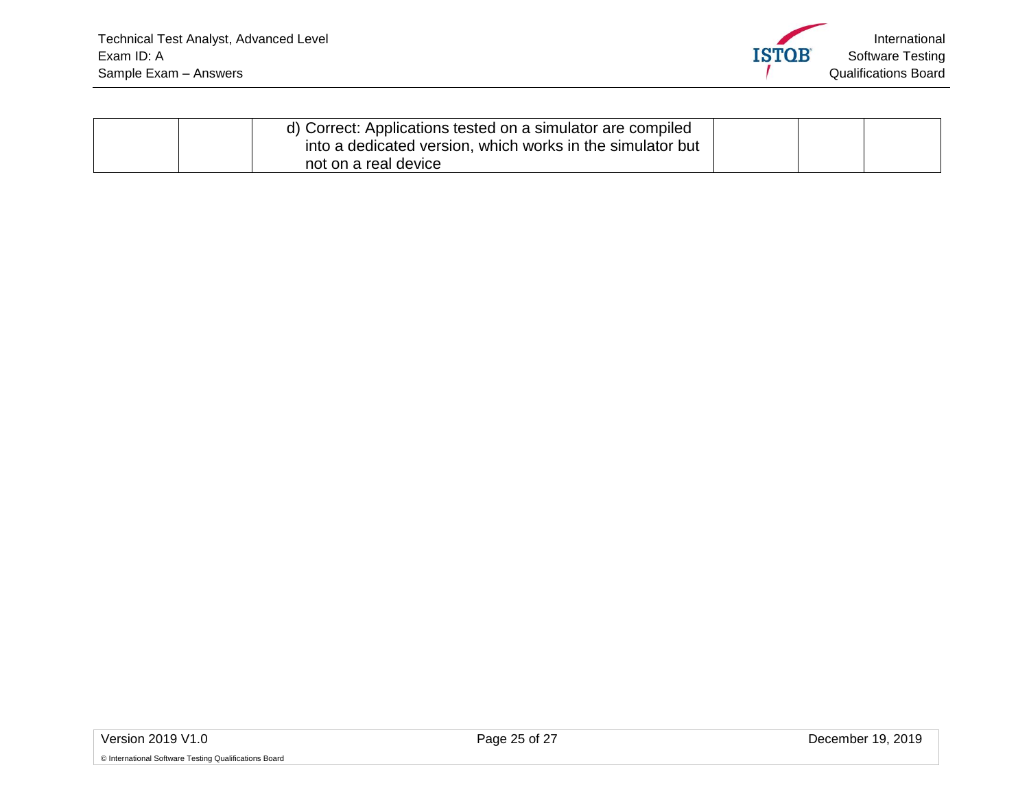| | | | | | |
|---|---|---|---|---|---|
| | | d) Correct: Applications tested on a simulator are compiled into a dedicated version, which works in the simulator but not on a real device | | | |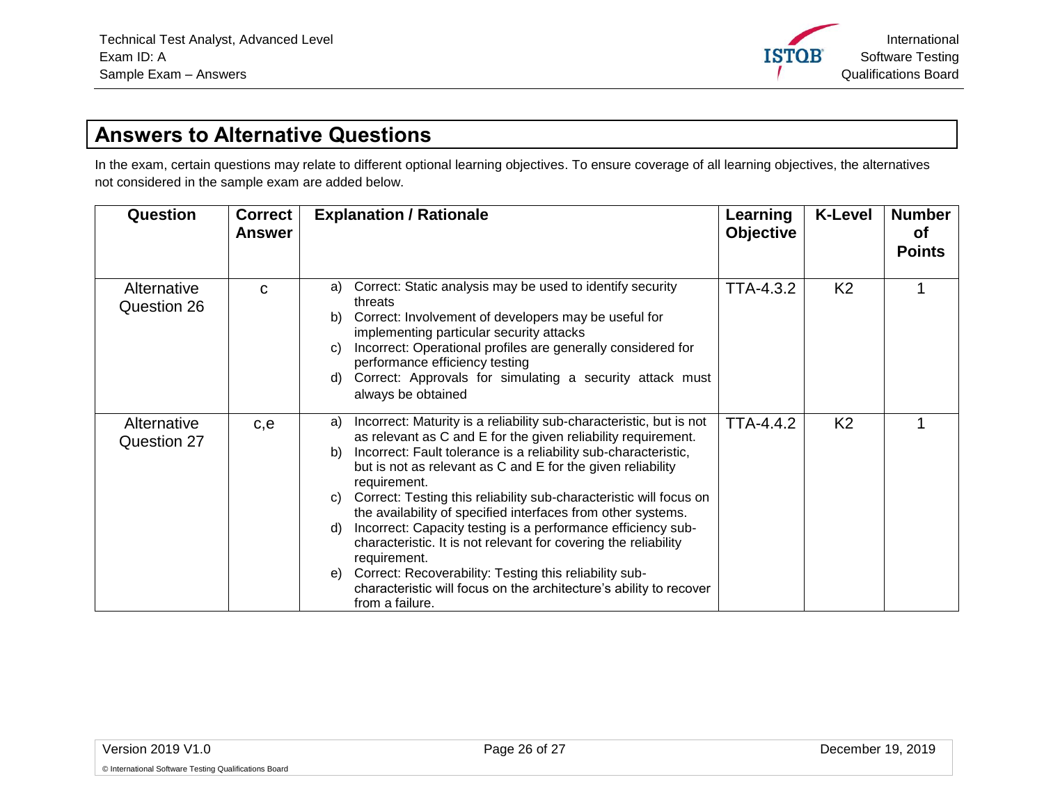## Answers to Alternative Questions

In the exam, certain questions may relate to different optional learning objectives. To ensure coverage of all learning objectives, the alternatives not considered in the sample exam are added below.

| Question | Correct Answer | Explanation / Rationale | Learning Objective | K-Level | Number of Points |
|---|---|---|---|---|---|
| Alternative Question 26 | c | a) Correct: Static analysis may be used to identify security threats<br>b) Correct: Involvement of developers may be useful for implementing particular security attacks<br>c) Incorrect: Operational profiles are generally considered for performance efficiency testing<br>d) Correct: Approvals for simulating a security attack must always be obtained | TTA-4.3.2 | K2 | 1 |
| Alternative Question 27 | c,e | a) Incorrect: Maturity is a reliability sub-characteristic, but is not as relevant as C and E for the given reliability requirement.<br>b) Incorrect: Fault tolerance is a reliability sub-characteristic, but is not as relevant as C and E for the given reliability requirement.<br>c) Correct: Testing this reliability sub-characteristic will focus on the availability of specified interfaces from other systems.<br>d) Incorrect: Capacity testing is a performance efficiency sub-characteristic. It is not relevant for covering the reliability requirement.<br>e) Correct: Recoverability: Testing this reliability sub-characteristic will focus on the architecture's ability to recover from a failure. | TTA-4.4.2 | K2 | 1 |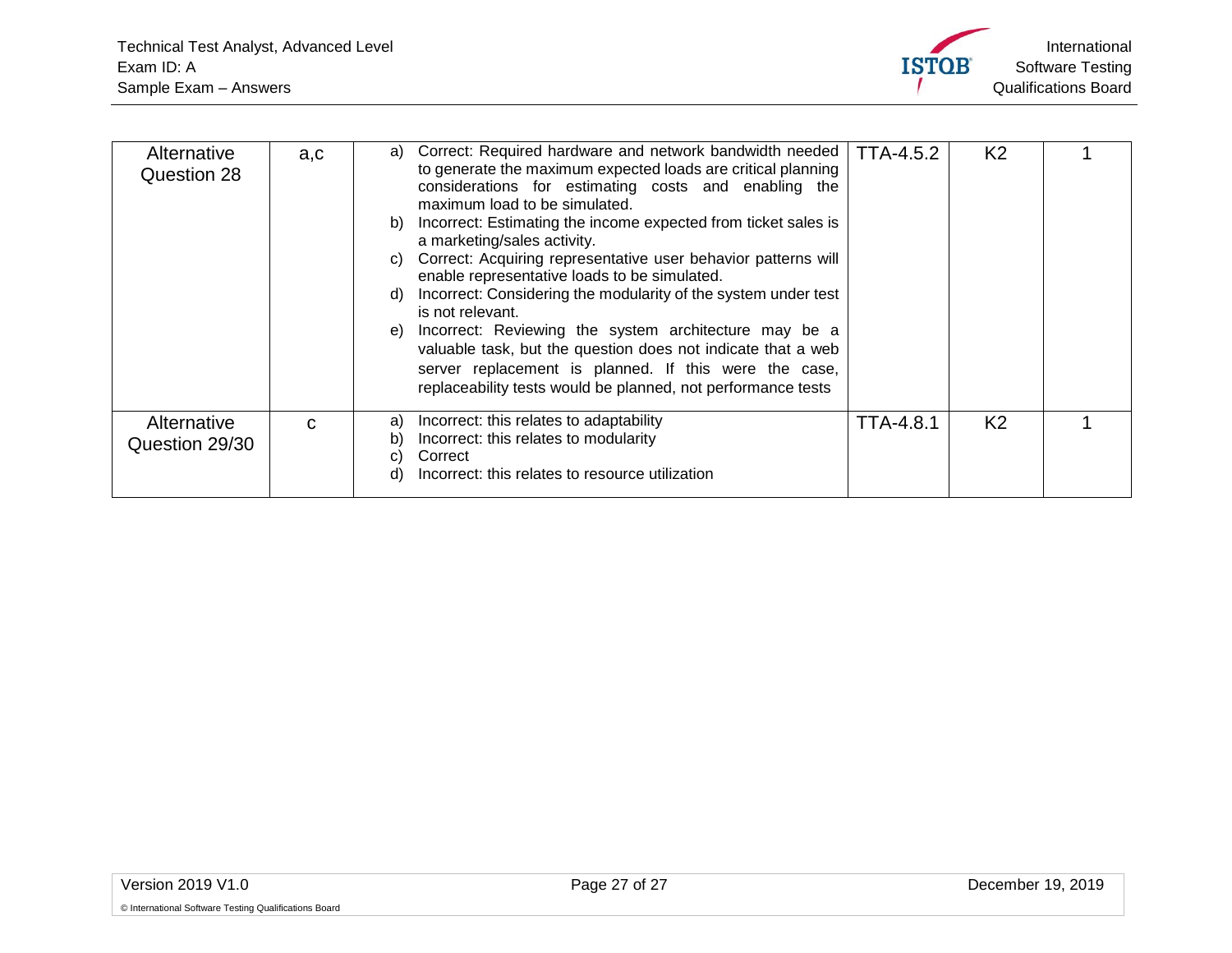| | | | | | |
|---|---|---|---|---|---|
| Alternative Question 28 | a,c | a) Correct: Required hardware and network bandwidth needed to generate the maximum expected loads are critical planning considerations for estimating costs and enabling the maximum load to be simulated.<br>b) Incorrect: Estimating the income expected from ticket sales is a marketing/sales activity.<br>c) Correct: Acquiring representative user behavior patterns will enable representative loads to be simulated.<br>d) Incorrect: Considering the modularity of the system under test is not relevant.<br>e) Incorrect: Reviewing the system architecture may be a valuable task, but the question does not indicate that a web server replacement is planned. If this were the case, replaceability tests would be planned, not performance tests | TTA-4.5.2 | K2 | 1 |
| Alternative Question 29/30 | c | a) Incorrect: this relates to adaptability<br>b) Incorrect: this relates to modularity<br>c) Correct<br>d) Incorrect: this relates to resource utilization | TTA-4.8.1 | K2 | 1 |